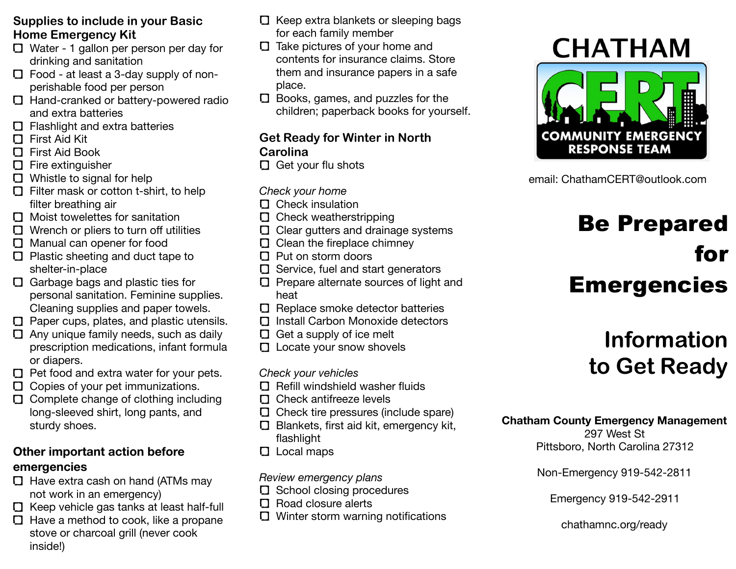## Supplies to include in your Basic Home Emergency Kit

- [ ] Water - 1 gallon per person per day for drinking and sanitation
- [ ] Food - at least a 3-day supply of non-perishable food per person
- [ ] Hand-cranked or battery-powered radio and extra batteries
- [ ] Flashlight and extra batteries
- [ ] First Aid Kit
- [ ] First Aid Book
- [ ] Fire extinguisher
- [ ] Whistle to signal for help
- [ ] Filter mask or cotton t-shirt, to help filter breathing air
- [ ] Moist towelettes for sanitation
- [ ] Wrench or pliers to turn off utilities
- [ ] Manual can opener for food
- [ ] Plastic sheeting and duct tape to shelter-in-place
- [ ] Garbage bags and plastic ties for personal sanitation. Feminine supplies. Cleaning supplies and paper towels.
- [ ] Paper cups, plates, and plastic utensils.
- [ ] Any unique family needs, such as daily prescription medications, infant formula or diapers.
- [ ] Pet food and extra water for your pets.
- [ ] Copies of your pet immunizations.
- [ ] Complete change of clothing including long-sleeved shirt, long pants, and sturdy shoes.

## Other important action before emergencies

- [ ] Have extra cash on hand (ATMs may not work in an emergency)
- [ ] Keep vehicle gas tanks at least half-full
- [ ] Have a method to cook, like a propane stove or charcoal grill (never cook inside!)
- [ ] Keep extra blankets or sleeping bags for each family member
- [ ] Take pictures of your home and contents for insurance claims. Store them and insurance papers in a safe place.
- [ ] Books, games, and puzzles for the children; paperback books for yourself.

## Get Ready for Winter in North Carolina

- [ ] Get your flu shots

*Check your home*

- [ ] Check insulation
- [ ] Check weatherstripping
- [ ] Clear gutters and drainage systems
- [ ] Clean the fireplace chimney
- [ ] Put on storm doors
- [ ] Service, fuel and start generators
- [ ] Prepare alternate sources of light and heat
- [ ] Replace smoke detector batteries
- [ ] Install Carbon Monoxide detectors
- [ ] Get a supply of ice melt
- [ ] Locate your snow shovels

*Check your vehicles*

- [ ] Refill windshield washer fluids
- [ ] Check antifreeze levels
- [ ] Check tire pressures (include spare)
- [ ] Blankets, first aid kit, emergency kit, flashlight
- [ ] Local maps

*Review emergency plans*

- [ ] School closing procedures
- [ ] Road closure alerts
- [ ] Winter storm warning notifications

# CHATHAM CERT
COMMUNITY EMERGENCY RESPONSE TEAM

email: ChathamCERT@outlook.com

# Be Prepared for Emergencies

## Information to Get Ready

**Chatham County Emergency Management**
297 West St
Pittsboro, North Carolina 27312

Non-Emergency 919-542-2811

Emergency 919-542-2911

chathamnc.org/ready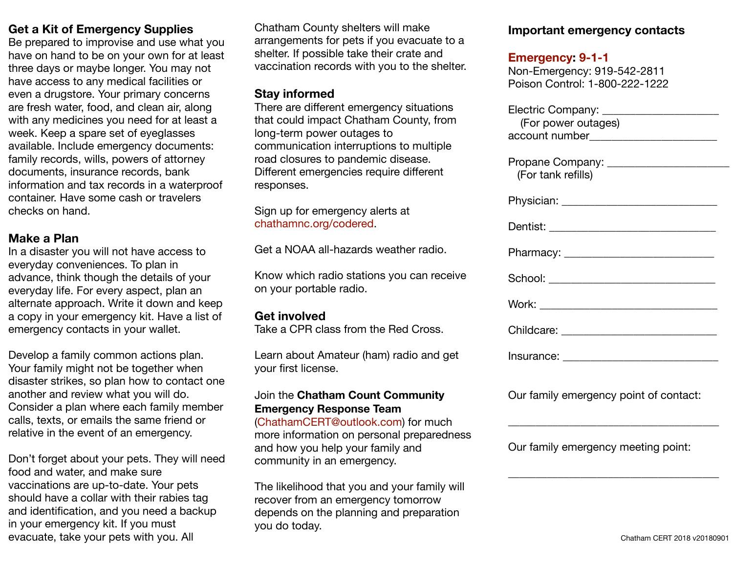## Get a Kit of Emergency Supplies

Be prepared to improvise and use what you have on hand to be on your own for at least three days or maybe longer. You may not have access to any medical facilities or even a drugstore. Your primary concerns are fresh water, food, and clean air, along with any medicines you need for at least a week. Keep a spare set of eyeglasses available. Include emergency documents: family records, wills, powers of attorney documents, insurance records, bank information and tax records in a waterproof container. Have some cash or travelers checks on hand.

## Make a Plan

In a disaster you will not have access to everyday conveniences. To plan in advance, think though the details of your everyday life. For every aspect, plan an alternate approach. Write it down and keep a copy in your emergency kit. Have a list of emergency contacts in your wallet.

Develop a family common actions plan. Your family might not be together when disaster strikes, so plan how to contact one another and review what you will do. Consider a plan where each family member calls, texts, or emails the same friend or relative in the event of an emergency.

Don't forget about your pets. They will need food and water, and make sure vaccinations are up-to-date. Your pets should have a collar with their rabies tag and identification, and you need a backup in your emergency kit. If you must evacuate, take your pets with you. All Chatham County shelters will make arrangements for pets if you evacuate to a shelter. If possible take their crate and vaccination records with you to the shelter.

## Stay informed

There are different emergency situations that could impact Chatham County, from long-term power outages to communication interruptions to multiple road closures to pandemic disease. Different emergencies require different responses.

Sign up for emergency alerts at chathamnc.org/codered.

Get a NOAA all-hazards weather radio.

Know which radio stations you can receive on your portable radio.

## Get involved

Take a CPR class from the Red Cross.

Learn about Amateur (ham) radio and get your first license.

Join the **Chatham Count Community Emergency Response Team** (ChathamCERT@outlook.com) for much more information on personal preparedness and how you help your family and community in an emergency.

The likelihood that you and your family will recover from an emergency tomorrow depends on the planning and preparation you do today.

## Important emergency contacts

**Emergency: 9-1-1**
Non-Emergency: 919-542-2811
Poison Control: 1-800-222-1222

Electric Company: ____________________
(For power outages)
account number______________________

Propane Company: ____________________
(For tank refills)

Physician: ___________________________

Dentist: _____________________________

Pharmacy: ___________________________

School: _____________________________

Work: _______________________________

Childcare: ___________________________

Insurance: ___________________________

Our family emergency point of contact:

_____________________________________

Our family emergency meeting point:

_____________________________________

Chatham CERT 2018 v20180901